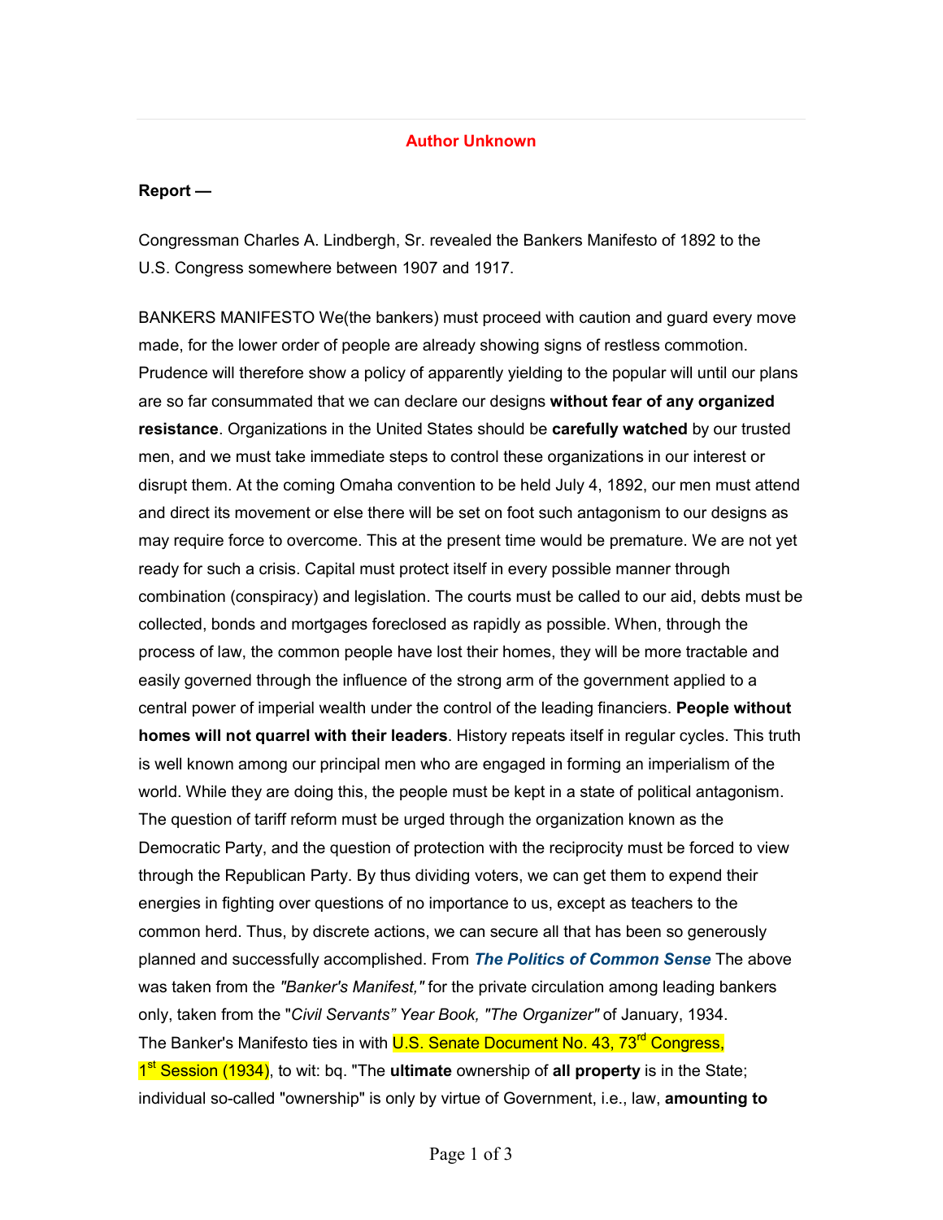**Author Unknown**

**Report —**

Congressman Charles A. Lindbergh, Sr. revealed the Bankers Manifesto of 1892 to the U.S. Congress somewhere between 1907 and 1917.

BANKERS MANIFESTO We(the bankers) must proceed with caution and guard every move made, for the lower order of people are already showing signs of restless commotion. Prudence will therefore show a policy of apparently yielding to the popular will until our plans are so far consummated that we can declare our designs **without fear of any organized resistance**. Organizations in the United States should be **carefully watched** by our trusted men, and we must take immediate steps to control these organizations in our interest or disrupt them. At the coming Omaha convention to be held July 4, 1892, our men must attend and direct its movement or else there will be set on foot such antagonism to our designs as may require force to overcome. This at the present time would be premature. We are not yet ready for such a crisis. Capital must protect itself in every possible manner through combination (conspiracy) and legislation. The courts must be called to our aid, debts must be collected, bonds and mortgages foreclosed as rapidly as possible. When, through the process of law, the common people have lost their homes, they will be more tractable and easily governed through the influence of the strong arm of the government applied to a central power of imperial wealth under the control of the leading financiers. **People without homes will not quarrel with their leaders**. History repeats itself in regular cycles. This truth is well known among our principal men who are engaged in forming an imperialism of the world. While they are doing this, the people must be kept in a state of political antagonism. The question of tariff reform must be urged through the organization known as the Democratic Party, and the question of protection with the reciprocity must be forced to view through the Republican Party. By thus dividing voters, we can get them to expend their energies in fighting over questions of no importance to us, except as teachers to the common herd. Thus, by discrete actions, we can secure all that has been so generously planned and successfully accomplished. From ***The Politics of Common Sense*** The above was taken from the *"Banker's Manifest,"* for the private circulation among leading bankers only, taken from the "*Civil Servants" Year Book, "The Organizer"* of January, 1934. The Banker's Manifesto ties in with U.S. Senate Document No. 43, 73rd Congress, 1st Session (1934), to wit: bq. "The **ultimate** ownership of **all property** is in the State; individual so-called "ownership" is only by virtue of Government, i.e., law, **amounting to**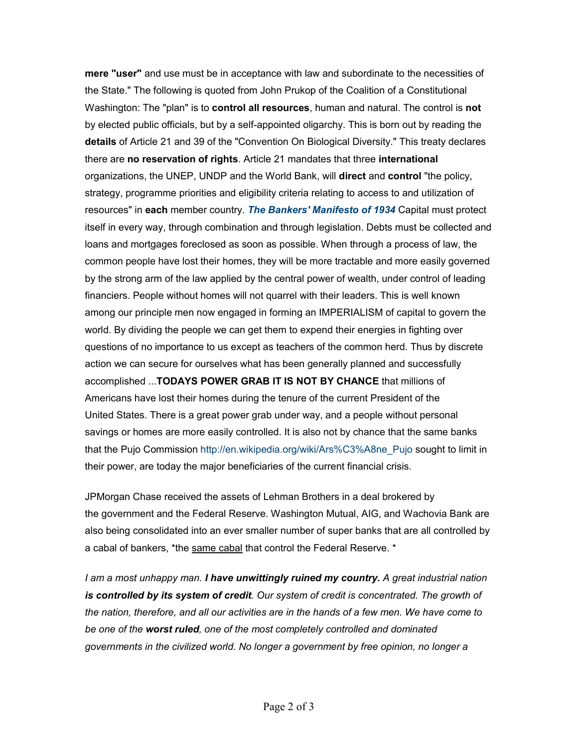**mere "user"** and use must be in acceptance with law and subordinate to the necessities of the State." The following is quoted from John Prukop of the Coalition of a Constitutional Washington: The "plan" is to **control all resources**, human and natural. The control is **not** by elected public officials, but by a self-appointed oligarchy. This is born out by reading the **details** of Article 21 and 39 of the "Convention On Biological Diversity." This treaty declares there are **no reservation of rights**. Article 21 mandates that three **international** organizations, the UNEP, UNDP and the World Bank, will **direct** and **control** "the policy, strategy, programme priorities and eligibility criteria relating to access to and utilization of resources" in **each** member country. ***The Bankers' Manifesto of 1934*** Capital must protect itself in every way, through combination and through legislation. Debts must be collected and loans and mortgages foreclosed as soon as possible. When through a process of law, the common people have lost their homes, they will be more tractable and more easily governed by the strong arm of the law applied by the central power of wealth, under control of leading financiers. People without homes will not quarrel with their leaders. This is well known among our principle men now engaged in forming an IMPERIALISM of capital to govern the world. By dividing the people we can get them to expend their energies in fighting over questions of no importance to us except as teachers of the common herd. Thus by discrete action we can secure for ourselves what has been generally planned and successfully accomplished ...**TODAYS POWER GRAB IT IS NOT BY CHANCE** that millions of Americans have lost their homes during the tenure of the current President of the United States. There is a great power grab under way, and a people without personal savings or homes are more easily controlled. It is also not by chance that the same banks that the Pujo Commission http://en.wikipedia.org/wiki/Ars%C3%A8ne_Pujo sought to limit in their power, are today the major beneficiaries of the current financial crisis.

JPMorgan Chase received the assets of Lehman Brothers in a deal brokered by the government and the Federal Reserve. Washington Mutual, AIG, and Wachovia Bank are also being consolidated into an ever smaller number of super banks that are all controlled by a cabal of bankers, *the same cabal that control the Federal Reserve. *

*I am a most unhappy man. **I have unwittingly ruined my country.** A great industrial nation **is controlled by its system of credit**. Our system of credit is concentrated. The growth of the nation, therefore, and all our activities are in the hands of a few men. We have come to be one of the **worst ruled**, one of the most completely controlled and dominated governments in the civilized world. No longer a government by free opinion, no longer a*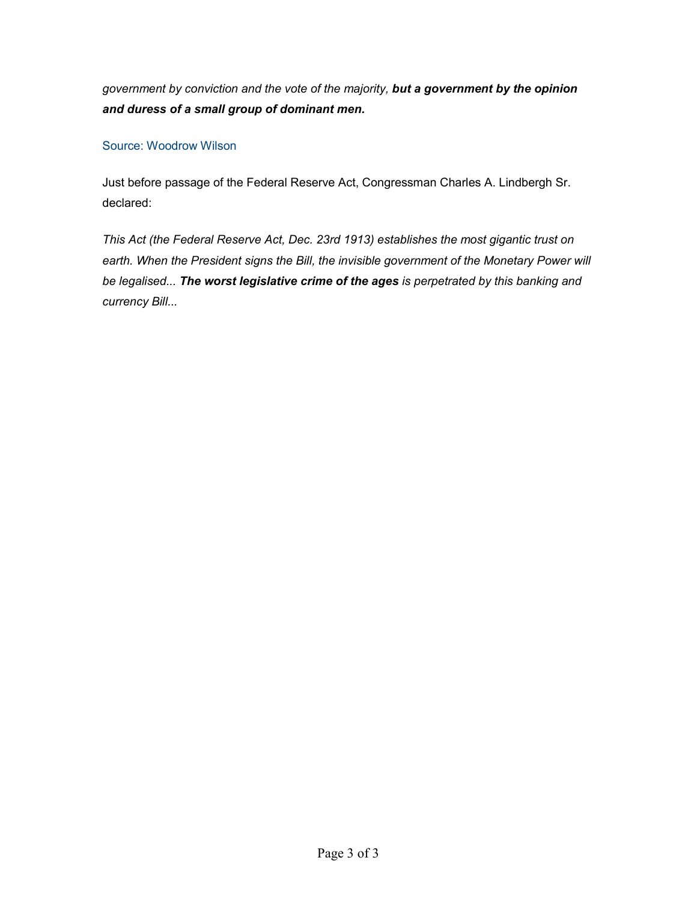*government by conviction and the vote of the majority,* ***but a government by the opinion and duress of a small group of dominant men.***

Source: Woodrow Wilson

Just before passage of the Federal Reserve Act, Congressman Charles A. Lindbergh Sr. declared:

*This Act (the Federal Reserve Act, Dec. 23rd 1913) establishes the most gigantic trust on earth. When the President signs the Bill, the invisible government of the Monetary Power will be legalised...* ***The worst legislative crime of the ages*** *is perpetrated by this banking and currency Bill...*